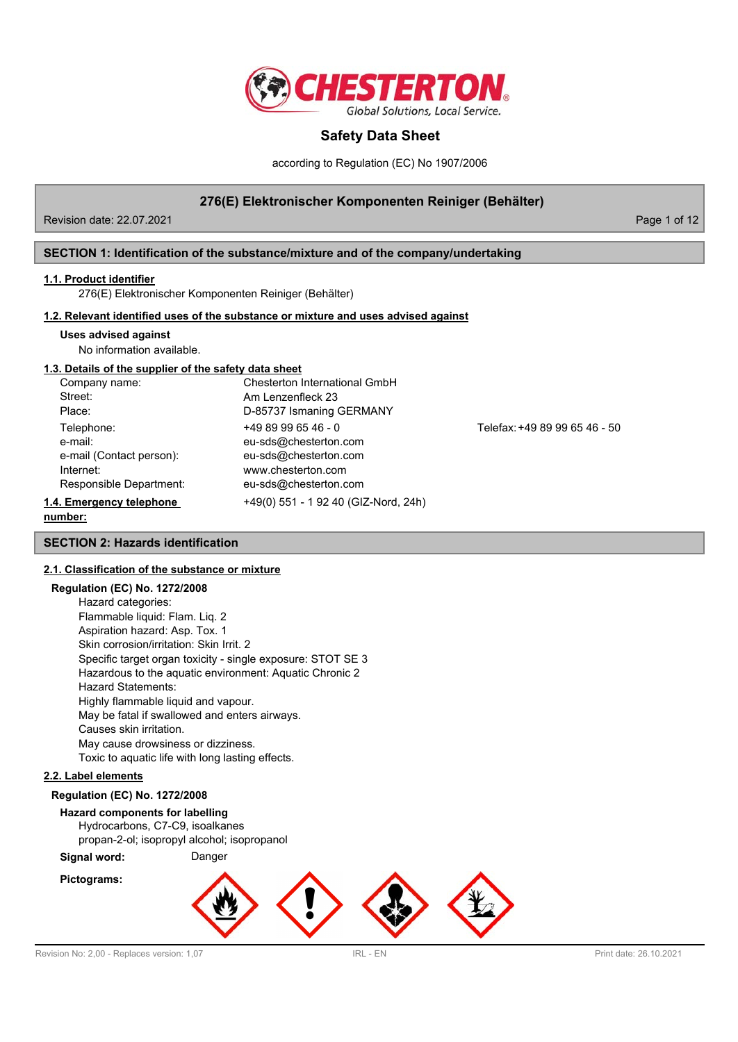# Safety Data Sheet

according to Regulation (EC) No 1907/2006

## 276(E) Elektronischer Komponenten Reiniger (Behälter)

Revision date: 22.07.2021

## SECTION 1: Identification of the substance/mixture and of the company/undertaking

### 1.1. Product identifier

276(E) Elektronischer Komponenten Reiniger (Behälter)

### 1.2. Relevant identified uses of the substance or mixture and uses advised against

**Uses advised against**

No information available.

### 1.3. Details of the supplier of the safety data sheet

| | | |
|---|---|---|
| Company name: | Chesterton International GmbH | |
| Street: | Am Lenzenfleck 23 | |
| Place: | D-85737 Ismaning GERMANY | |
| Telephone: | +49 89 99 65 46 - 0 | Telefax: +49 89 99 65 46 - 50 |
| e-mail: | eu-sds@chesterton.com | |
| e-mail (Contact person): | eu-sds@chesterton.com | |
| Internet: | www.chesterton.com | |
| Responsible Department: | eu-sds@chesterton.com | |

### 1.4. Emergency telephone number:

+49(0) 551 - 1 92 40 (GIZ-Nord, 24h)

## SECTION 2: Hazards identification

### 2.1. Classification of the substance or mixture

**Regulation (EC) No. 1272/2008**

Hazard categories:
Flammable liquid: Flam. Liq. 2
Aspiration hazard: Asp. Tox. 1
Skin corrosion/irritation: Skin Irrit. 2
Specific target organ toxicity - single exposure: STOT SE 3
Hazardous to the aquatic environment: Aquatic Chronic 2
Hazard Statements:
Highly flammable liquid and vapour.
May be fatal if swallowed and enters airways.
Causes skin irritation.
May cause drowsiness or dizziness.
Toxic to aquatic life with long lasting effects.

### 2.2. Label elements

**Regulation (EC) No. 1272/2008**

**Hazard components for labelling**

Hydrocarbons, C7-C9, isoalkanes
propan-2-ol; isopropyl alcohol; isopropanol

**Signal word:** Danger

**Pictograms:**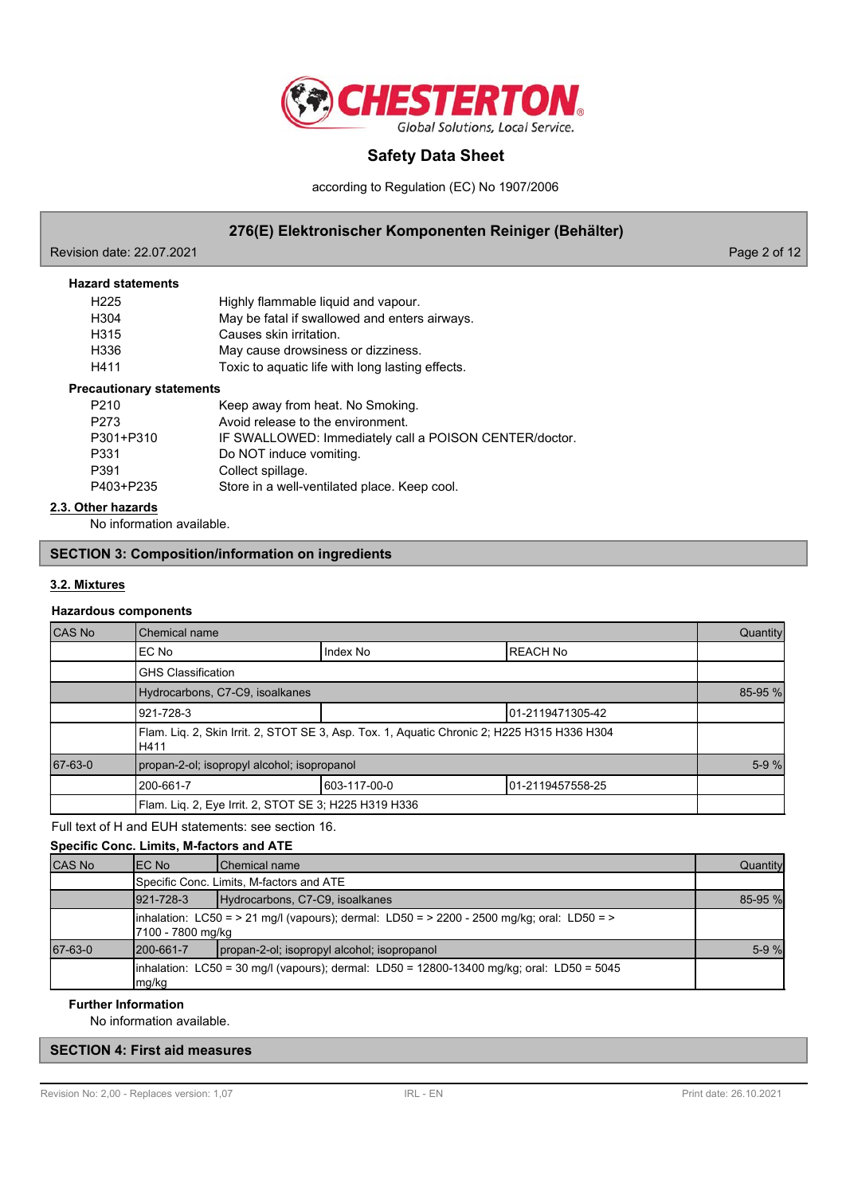**Hazard statements**

| | |
|---|---|
| H225 | Highly flammable liquid and vapour. |
| H304 | May be fatal if swallowed and enters airways. |
| H315 | Causes skin irritation. |
| H336 | May cause drowsiness or dizziness. |
| H411 | Toxic to aquatic life with long lasting effects. |

**Precautionary statements**

| | |
|---|---|
| P210 | Keep away from heat. No Smoking. |
| P273 | Avoid release to the environment. |
| P301+P310 | IF SWALLOWED: Immediately call a POISON CENTER/doctor. |
| P331 | Do NOT induce vomiting. |
| P391 | Collect spillage. |
| P403+P235 | Store in a well-ventilated place. Keep cool. |

### 2.3. Other hazards

No information available.

## SECTION 3: Composition/information on ingredients

### 3.2. Mixtures

**Hazardous components**

| CAS No | Chemical name | | | Quantity |
|---|---|---|---|---|
| | EC No | Index No | REACH No | |
| | GHS Classification | | | |
| | Hydrocarbons, C7-C9, isoalkanes | | | 85-95 % |
| | 921-728-3 | | 01-2119471305-42 | |
| | Flam. Liq. 2, Skin Irrit. 2, STOT SE 3, Asp. Tox. 1, Aquatic Chronic 2; H225 H315 H336 H304 H411 | | | |
| 67-63-0 | propan-2-ol; isopropyl alcohol; isopropanol | | | 5-9 % |
| | 200-661-7 | 603-117-00-0 | 01-2119457558-25 | |
| | Flam. Liq. 2, Eye Irrit. 2, STOT SE 3; H225 H319 H336 | | | |

Full text of H and EUH statements: see section 16.

**Specific Conc. Limits, M-factors and ATE**

| CAS No | EC No | Chemical name | Quantity |
|---|---|---|---|
| | Specific Conc. Limits, M-factors and ATE | | |
| | 921-728-3 | Hydrocarbons, C7-C9, isoalkanes | 85-95 % |
| | inhalation: LC50 = > 21 mg/l (vapours); dermal: LD50 = > 2200 - 2500 mg/kg; oral: LD50 = > 7100 - 7800 mg/kg | | |
| 67-63-0 | 200-661-7 | propan-2-ol; isopropyl alcohol; isopropanol | 5-9 % |
| | inhalation: LC50 = 30 mg/l (vapours); dermal: LD50 = 12800-13400 mg/kg; oral: LD50 = 5045 mg/kg | | |

**Further Information**

No information available.

## SECTION 4: First aid measures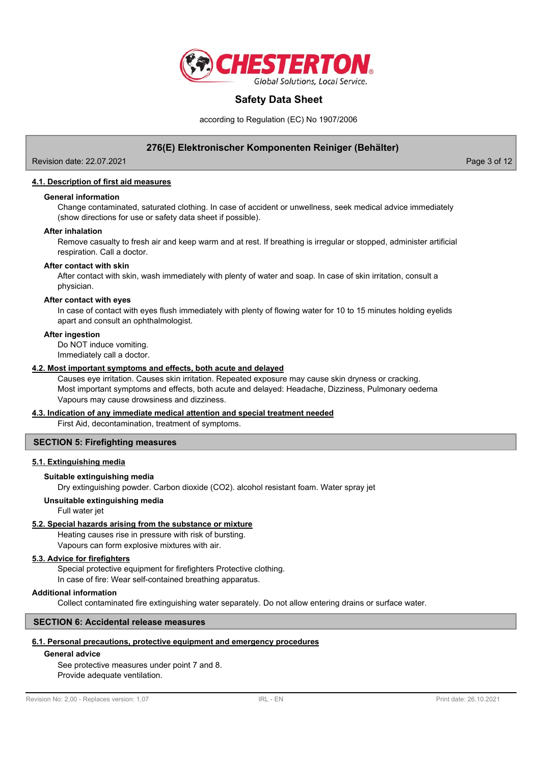### 4.1. Description of first aid measures

**General information**

Change contaminated, saturated clothing. In case of accident or unwellness, seek medical advice immediately (show directions for use or safety data sheet if possible).

**After inhalation**

Remove casualty to fresh air and keep warm and at rest. If breathing is irregular or stopped, administer artificial respiration. Call a doctor.

**After contact with skin**

After contact with skin, wash immediately with plenty of water and soap. In case of skin irritation, consult a physician.

**After contact with eyes**

In case of contact with eyes flush immediately with plenty of flowing water for 10 to 15 minutes holding eyelids apart and consult an ophthalmologist.

**After ingestion**

Do NOT induce vomiting.
Immediately call a doctor.

### 4.2. Most important symptoms and effects, both acute and delayed

Causes eye irritation. Causes skin irritation. Repeated exposure may cause skin dryness or cracking.
Most important symptoms and effects, both acute and delayed: Headache, Dizziness, Pulmonary oedema
Vapours may cause drowsiness and dizziness.

### 4.3. Indication of any immediate medical attention and special treatment needed

First Aid, decontamination, treatment of symptoms.

## SECTION 5: Firefighting measures

### 5.1. Extinguishing media

**Suitable extinguishing media**

Dry extinguishing powder. Carbon dioxide ($CO_2$). alcohol resistant foam. Water spray jet

**Unsuitable extinguishing media**

Full water jet

### 5.2. Special hazards arising from the substance or mixture

Heating causes rise in pressure with risk of bursting.
Vapours can form explosive mixtures with air.

### 5.3. Advice for firefighters

Special protective equipment for firefighters Protective clothing.
In case of fire: Wear self-contained breathing apparatus.

**Additional information**

Collect contaminated fire extinguishing water separately. Do not allow entering drains or surface water.

## SECTION 6: Accidental release measures

### 6.1. Personal precautions, protective equipment and emergency procedures

**General advice**

See protective measures under point 7 and 8.
Provide adequate ventilation.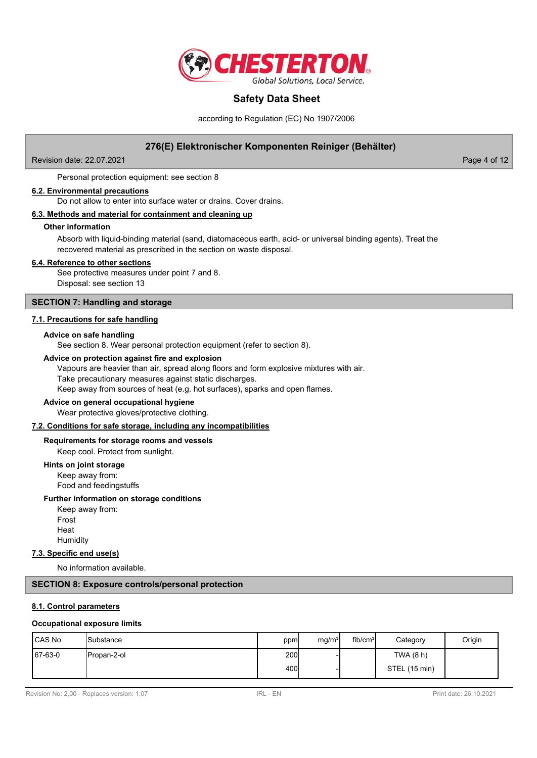Personal protection equipment: see section 8

### 6.2. Environmental precautions

Do not allow to enter into surface water or drains. Cover drains.

### 6.3. Methods and material for containment and cleaning up

**Other information**

Absorb with liquid-binding material (sand, diatomaceous earth, acid- or universal binding agents). Treat the recovered material as prescribed in the section on waste disposal.

### 6.4. Reference to other sections

See protective measures under point 7 and 8.
Disposal: see section 13

## SECTION 7: Handling and storage

### 7.1. Precautions for safe handling

**Advice on safe handling**

See section 8. Wear personal protection equipment (refer to section 8).

**Advice on protection against fire and explosion**

Vapours are heavier than air, spread along floors and form explosive mixtures with air.
Take precautionary measures against static discharges.
Keep away from sources of heat (e.g. hot surfaces), sparks and open flames.

**Advice on general occupational hygiene**

Wear protective gloves/protective clothing.

### 7.2. Conditions for safe storage, including any incompatibilities

**Requirements for storage rooms and vessels**

Keep cool. Protect from sunlight.

**Hints on joint storage**

Keep away from:
Food and feedingstuffs

**Further information on storage conditions**

Keep away from:
Frost
Heat
Humidity

### 7.3. Specific end use(s)

No information available.

## SECTION 8: Exposure controls/personal protection

### 8.1. Control parameters

**Occupational exposure limits**

| CAS No | Substance | ppm | mg/m³ | fib/cm³ | Category | Origin |
|---|---|---|---|---|---|---|
| 67-63-0 | Propan-2-ol | 200 | - | | TWA (8 h) | |
| | | 400 | - | | STEL (15 min) | |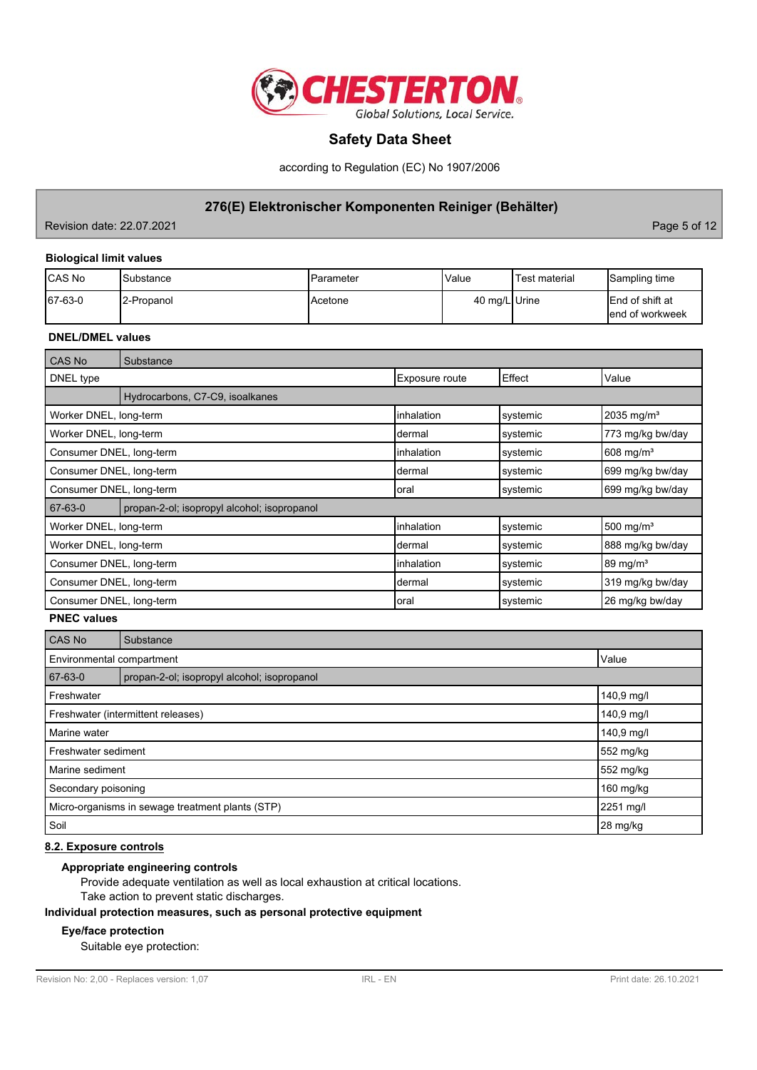**Biological limit values**

| CAS No | Substance | Parameter | Value | Test material | Sampling time |
|---|---|---|---|---|---|
| 67-63-0 | 2-Propanol | Acetone | 40 mg/L | Urine | End of shift at end of workweek |

**DNEL/DMEL values**

| CAS No | Substance | | |
|---|---|---|---|
| DNEL type | Exposure route | Effect | Value |
| | Hydrocarbons, C7-C9, isoalkanes | | |
| Worker DNEL, long-term | inhalation | systemic | 2035 mg/m³ |
| Worker DNEL, long-term | dermal | systemic | 773 mg/kg bw/day |
| Consumer DNEL, long-term | inhalation | systemic | 608 mg/m³ |
| Consumer DNEL, long-term | dermal | systemic | 699 mg/kg bw/day |
| Consumer DNEL, long-term | oral | systemic | 699 mg/kg bw/day |
| 67-63-0 | propan-2-ol; isopropyl alcohol; isopropanol | | |
| Worker DNEL, long-term | inhalation | systemic | 500 mg/m³ |
| Worker DNEL, long-term | dermal | systemic | 888 mg/kg bw/day |
| Consumer DNEL, long-term | inhalation | systemic | 89 mg/m³ |
| Consumer DNEL, long-term | dermal | systemic | 319 mg/kg bw/day |
| Consumer DNEL, long-term | oral | systemic | 26 mg/kg bw/day |

**PNEC values**

| CAS No | Substance |
|---|---|
| Environmental compartment | Value |
| 67-63-0 | propan-2-ol; isopropyl alcohol; isopropanol |
| Freshwater | 140,9 mg/l |
| Freshwater (intermittent releases) | 140,9 mg/l |
| Marine water | 140,9 mg/l |
| Freshwater sediment | 552 mg/kg |
| Marine sediment | 552 mg/kg |
| Secondary poisoning | 160 mg/kg |
| Micro-organisms in sewage treatment plants (STP) | 2251 mg/l |
| Soil | 28 mg/kg |

## 8.2. Exposure controls

**Appropriate engineering controls**

Provide adequate ventilation as well as local exhaustion at critical locations.
Take action to prevent static discharges.

**Individual protection measures, such as personal protective equipment**

**Eye/face protection**

Suitable eye protection: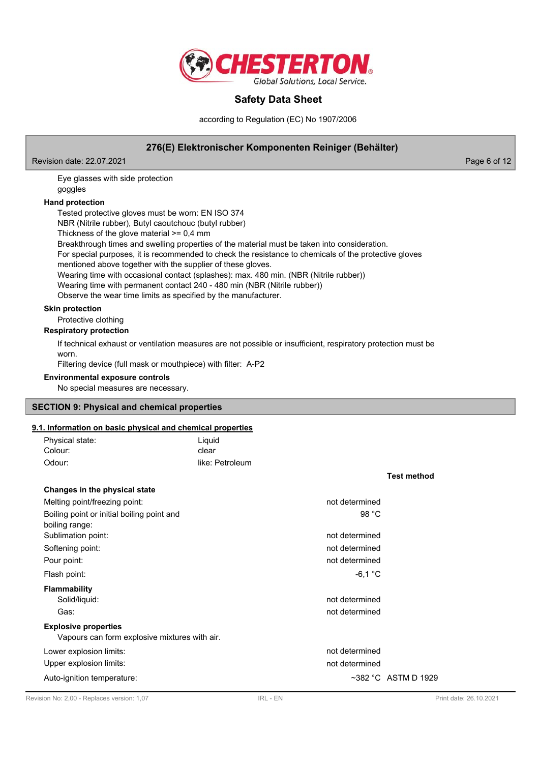Eye glasses with side protection
goggles

**Hand protection**

Tested protective gloves must be worn: EN ISO 374
NBR (Nitrile rubber), Butyl caoutchouc (butyl rubber)
Thickness of the glove material >= 0,4 mm
Breakthrough times and swelling properties of the material must be taken into consideration.
For special purposes, it is recommended to check the resistance to chemicals of the protective gloves mentioned above together with the supplier of these gloves.
Wearing time with occasional contact (splashes): max. 480 min. (NBR (Nitrile rubber))
Wearing time with permanent contact 240 - 480 min (NBR (Nitrile rubber))
Observe the wear time limits as specified by the manufacturer.

**Skin protection**

Protective clothing

**Respiratory protection**

If technical exhaust or ventilation measures are not possible or insufficient, respiratory protection must be worn.
Filtering device (full mask or mouthpiece) with filter: A-P2

**Environmental exposure controls**

No special measures are necessary.

## SECTION 9: Physical and chemical properties

### 9.1. Information on basic physical and chemical properties

| | |
|---|---|
| Physical state: | Liquid |
| Colour: | clear |
| Odour: | like: Petroleum |

| | | Test method |
|---|---|---|
| **Changes in the physical state** | | |
| Melting point/freezing point: | not determined | |
| Boiling point or initial boiling point and boiling range: | 98 °C | |
| Sublimation point: | not determined | |
| Softening point: | not determined | |
| Pour point: | not determined | |
| Flash point: | -6,1 °C | |
| **Flammability** | | |
| Solid/liquid: | not determined | |
| Gas: | not determined | |
| **Explosive properties** | | |
| Vapours can form explosive mixtures with air. | | |
| Lower explosion limits: | not determined | |
| Upper explosion limits: | not determined | |
| Auto-ignition temperature: | ~382 °C | ASTM D 1929 |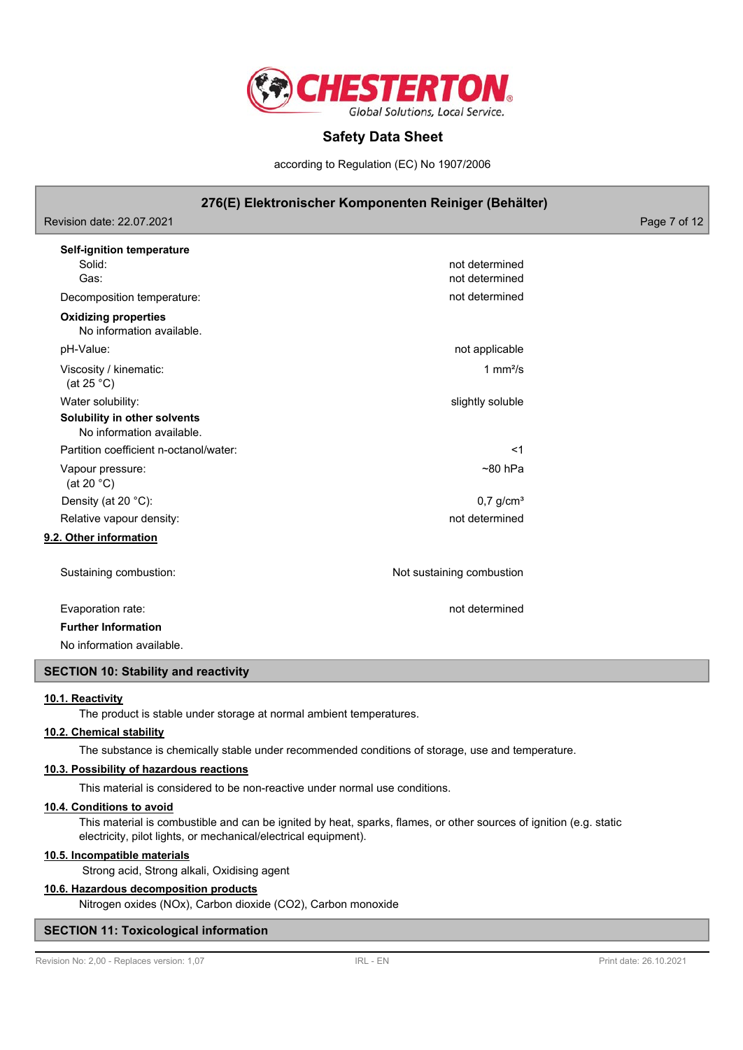**Self-ignition temperature**

| | |
|---|---|
| Solid: | not determined |
| Gas: | not determined |
| Decomposition temperature: | not determined |

**Oxidizing properties**

No information available.

| | |
|---|---|
| pH-Value: | not applicable |
| Viscosity / kinematic: (at 25 °C) | 1 $mm^2/s$ |
| Water solubility: | slightly soluble |

**Solubility in other solvents**

No information available.

| | |
|---|---|
| Partition coefficient n-octanol/water: | <1 |
| Vapour pressure: (at 20 °C) | ~80 hPa |
| Density (at 20 °C): | 0,7 $g/cm^3$ |
| Relative vapour density: | not determined |

### 9.2. Other information

| | |
|---|---|
| Sustaining combustion: | Not sustaining combustion |
| Evaporation rate: | not determined |

**Further Information**

No information available.

## SECTION 10: Stability and reactivity

### 10.1. Reactivity

The product is stable under storage at normal ambient temperatures.

### 10.2. Chemical stability

The substance is chemically stable under recommended conditions of storage, use and temperature.

### 10.3. Possibility of hazardous reactions

This material is considered to be non-reactive under normal use conditions.

### 10.4. Conditions to avoid

This material is combustible and can be ignited by heat, sparks, flames, or other sources of ignition (e.g. static electricity, pilot lights, or mechanical/electrical equipment).

### 10.5. Incompatible materials

Strong acid, Strong alkali, Oxidising agent

### 10.6. Hazardous decomposition products

Nitrogen oxides (NOx), Carbon dioxide ($CO_2$), Carbon monoxide

## SECTION 11: Toxicological information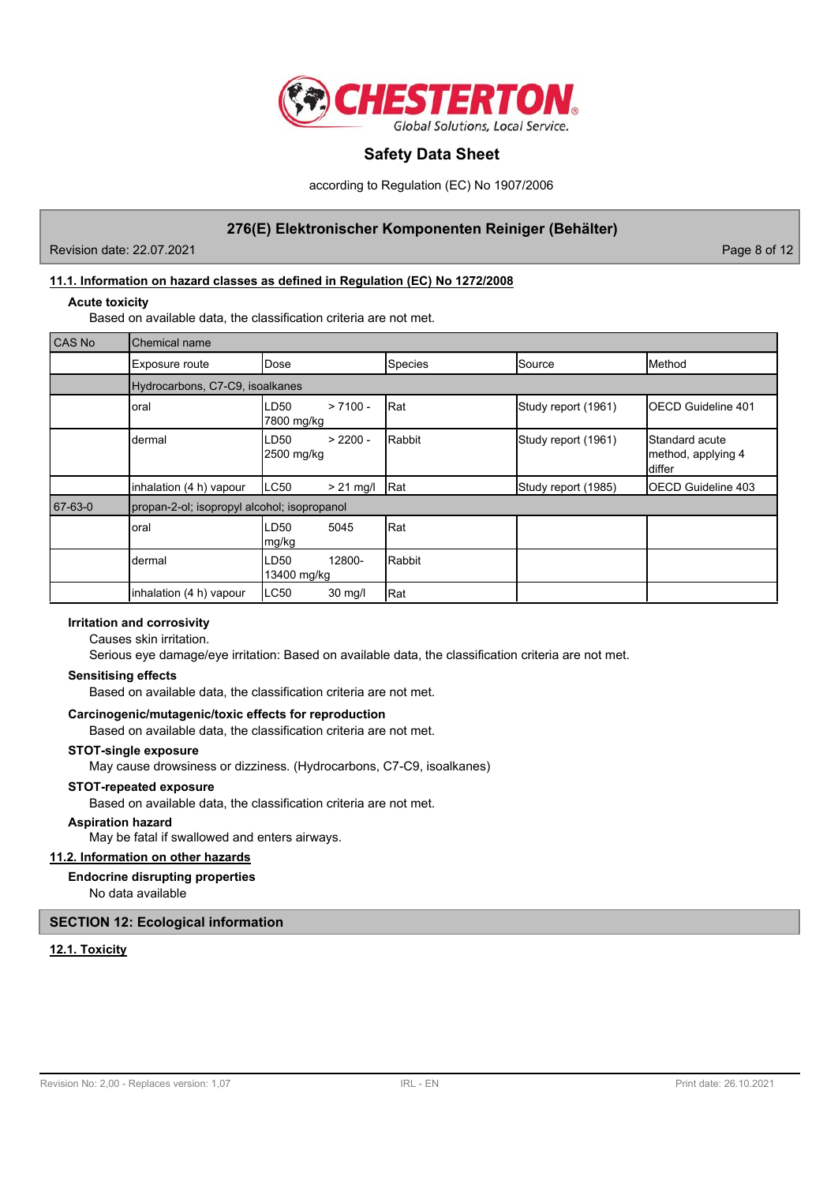## 11.1. Information on hazard classes as defined in Regulation (EC) No 1272/2008

**Acute toxicity**

Based on available data, the classification criteria are not met.

| CAS No | Chemical name | | | | |
|---|---|---|---|---|---|
| | Exposure route | Dose | Species | Source | Method |
| | Hydrocarbons, C7-C9, isoalkanes | | | | |
| | oral | LD50 > 7100 - 7800 mg/kg | Rat | Study report (1961) | OECD Guideline 401 |
| | dermal | LD50 > 2200 - 2500 mg/kg | Rabbit | Study report (1961) | Standard acute method, applying 4 differ |
| | inhalation (4 h) vapour | LC50 > 21 mg/l | Rat | Study report (1985) | OECD Guideline 403 |
| 67-63-0 | propan-2-ol; isopropyl alcohol; isopropanol | | | | |
| | oral | LD50 5045 mg/kg | Rat | | |
| | dermal | LD50 12800- 13400 mg/kg | Rabbit | | |
| | inhalation (4 h) vapour | LC50 30 mg/l | Rat | | |

**Irritation and corrosivity**

Causes skin irritation.

Serious eye damage/eye irritation: Based on available data, the classification criteria are not met.

**Sensitising effects**

Based on available data, the classification criteria are not met.

**Carcinogenic/mutagenic/toxic effects for reproduction**

Based on available data, the classification criteria are not met.

**STOT-single exposure**

May cause drowsiness or dizziness. (Hydrocarbons, C7-C9, isoalkanes)

**STOT-repeated exposure**

Based on available data, the classification criteria are not met.

**Aspiration hazard**

May be fatal if swallowed and enters airways.

## 11.2. Information on other hazards

**Endocrine disrupting properties**

No data available

# SECTION 12: Ecological information

## 12.1. Toxicity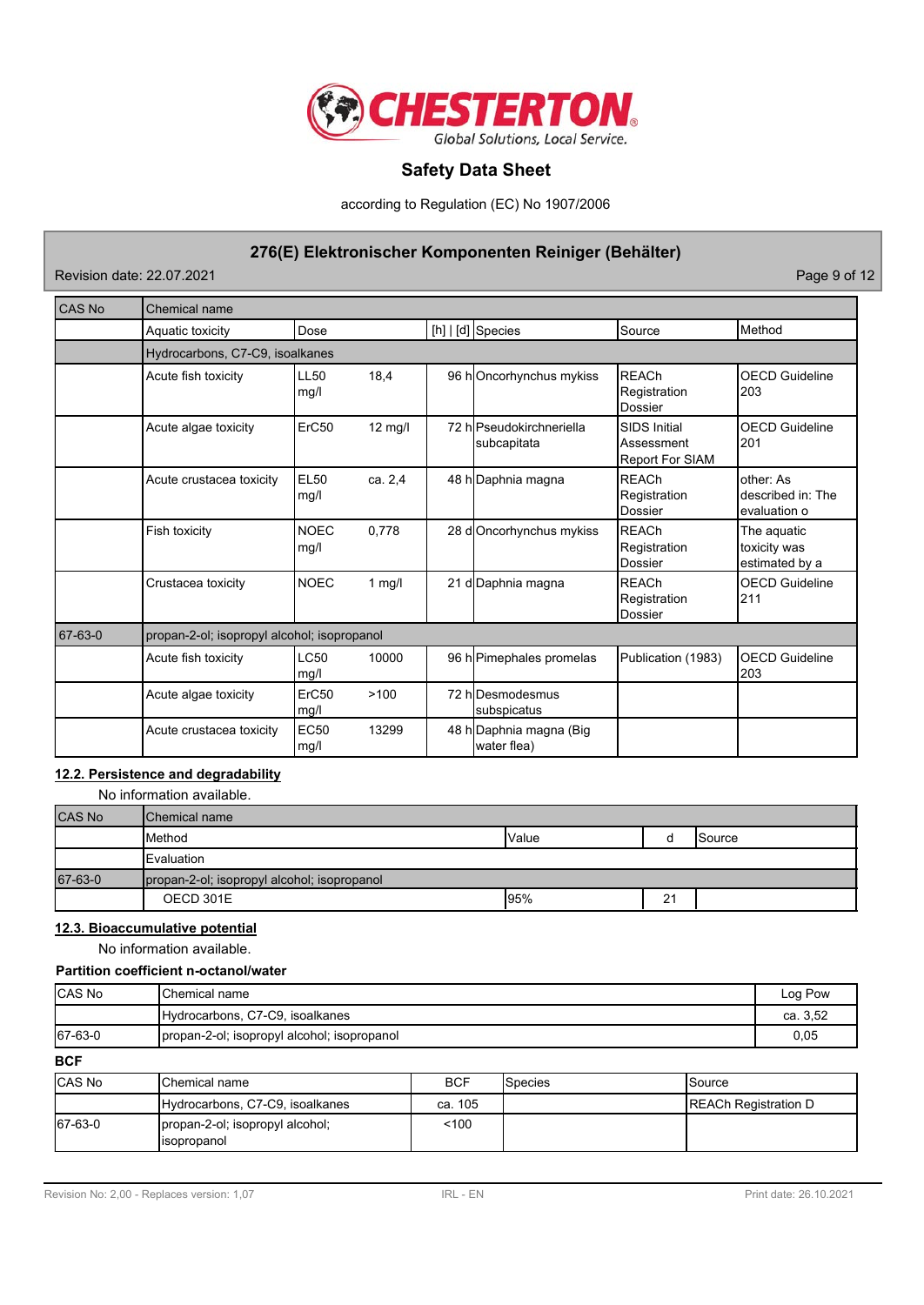| CAS No | Chemical name | | | | | |
|---|---|---|---|---|---|---|
| | Aquatic toxicity | Dose | | [h] \| [d] | Species | Source | Method |
| | Hydrocarbons, C7-C9, isoalkanes | | | | | |

| CAS No | Aquatic toxicity | Dose | | [h] \| [d] | Species | Source | Method |
|---|---|---|---|---|---|---|---|
| | **Hydrocarbons, C7-C9, isoalkanes** | | | | | | |
| | Acute fish toxicity | LL50 mg/l | 18,4 | 96 h | Oncorhynchus mykiss | REACh Registration Dossier | OECD Guideline 203 |
| | Acute algae toxicity | ErC50 | 12 mg/l | 72 h | Pseudokirchneriella subcapitata | SIDS Initial Assessment Report For SIAM | OECD Guideline 201 |
| | Acute crustacea toxicity | EL50 mg/l | ca. 2,4 | 48 h | Daphnia magna | REACh Registration Dossier | other: As described in: The evaluation o |
| | Fish toxicity | NOEC mg/l | 0,778 | 28 d | Oncorhynchus mykiss | REACh Registration Dossier | The aquatic toxicity was estimated by a |
| | Crustacea toxicity | NOEC | 1 mg/l | 21 d | Daphnia magna | REACh Registration Dossier | OECD Guideline 211 |
| 67-63-0 | **propan-2-ol; isopropyl alcohol; isopropanol** | | | | | | |
| | Acute fish toxicity | LC50 mg/l | 10000 | 96 h | Pimephales promelas | Publication (1983) | OECD Guideline 203 |
| | Acute algae toxicity | ErC50 mg/l | >100 | 72 h | Desmodesmus subspicatus | | |
| | Acute crustacea toxicity | EC50 mg/l | 13299 | 48 h | Daphnia magna (Big water flea) | | |

## 12.2. Persistence and degradability

No information available.

| CAS No | Chemical name | | | |
|---|---|---|---|---|
| | Method | Value | d | Source |
| | Evaluation | | | |
| 67-63-0 | propan-2-ol; isopropyl alcohol; isopropanol | | | |
| | OECD 301E | 95% | 21 | |

## 12.3. Bioaccumulative potential

No information available.

### Partition coefficient n-octanol/water

| CAS No | Chemical name | Log Pow |
|---|---|---|
| | Hydrocarbons, C7-C9, isoalkanes | ca. 3,52 |
| 67-63-0 | propan-2-ol; isopropyl alcohol; isopropanol | 0,05 |

### BCF

| CAS No | Chemical name | BCF | Species | Source |
|---|---|---|---|---|
| | Hydrocarbons, C7-C9, isoalkanes | ca. 105 | | REACh Registration D |
| 67-63-0 | propan-2-ol; isopropyl alcohol; isopropanol | <100 | | |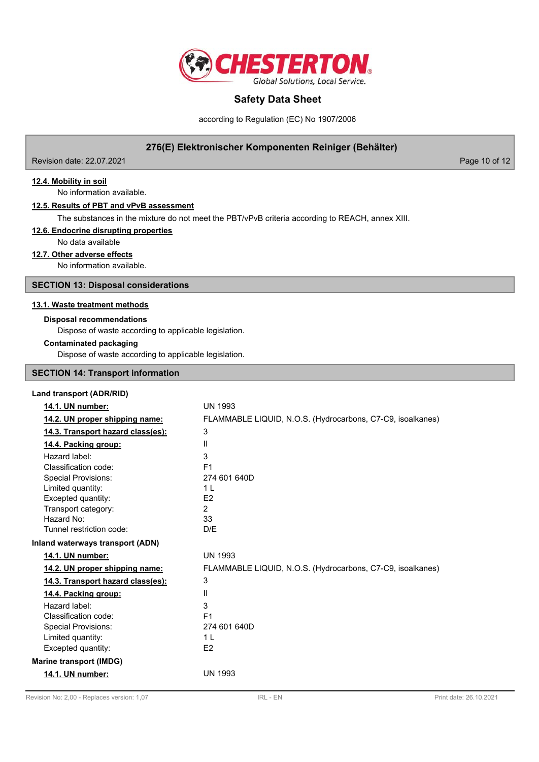#### 12.4. Mobility in soil

No information available.

#### 12.5. Results of PBT and vPvB assessment

The substances in the mixture do not meet the PBT/vPvB criteria according to REACH, annex XIII.

#### 12.6. Endocrine disrupting properties

No data available

#### 12.7. Other adverse effects

No information available.

## SECTION 13: Disposal considerations

#### 13.1. Waste treatment methods

**Disposal recommendations**

Dispose of waste according to applicable legislation.

**Contaminated packaging**

Dispose of waste according to applicable legislation.

## SECTION 14: Transport information

**Land transport (ADR/RID)**

| | |
|---|---|
| **14.1. UN number:** | UN 1993 |
| **14.2. UN proper shipping name:** | FLAMMABLE LIQUID, N.O.S. (Hydrocarbons, C7-C9, isoalkanes) |
| **14.3. Transport hazard class(es):** | 3 |
| **14.4. Packing group:** | II |
| Hazard label: | 3 |
| Classification code: | F1 |
| Special Provisions: | 274 601 640D |
| Limited quantity: | 1 L |
| Excepted quantity: | E2 |
| Transport category: | 2 |
| Hazard No: | 33 |
| Tunnel restriction code: | D/E |

**Inland waterways transport (ADN)**

| | |
|---|---|
| **14.1. UN number:** | UN 1993 |
| **14.2. UN proper shipping name:** | FLAMMABLE LIQUID, N.O.S. (Hydrocarbons, C7-C9, isoalkanes) |
| **14.3. Transport hazard class(es):** | 3 |
| **14.4. Packing group:** | II |
| Hazard label: | 3 |
| Classification code: | F1 |
| Special Provisions: | 274 601 640D |
| Limited quantity: | 1 L |
| Excepted quantity: | E2 |

**Marine transport (IMDG)**

| | |
|---|---|
| **14.1. UN number:** | UN 1993 |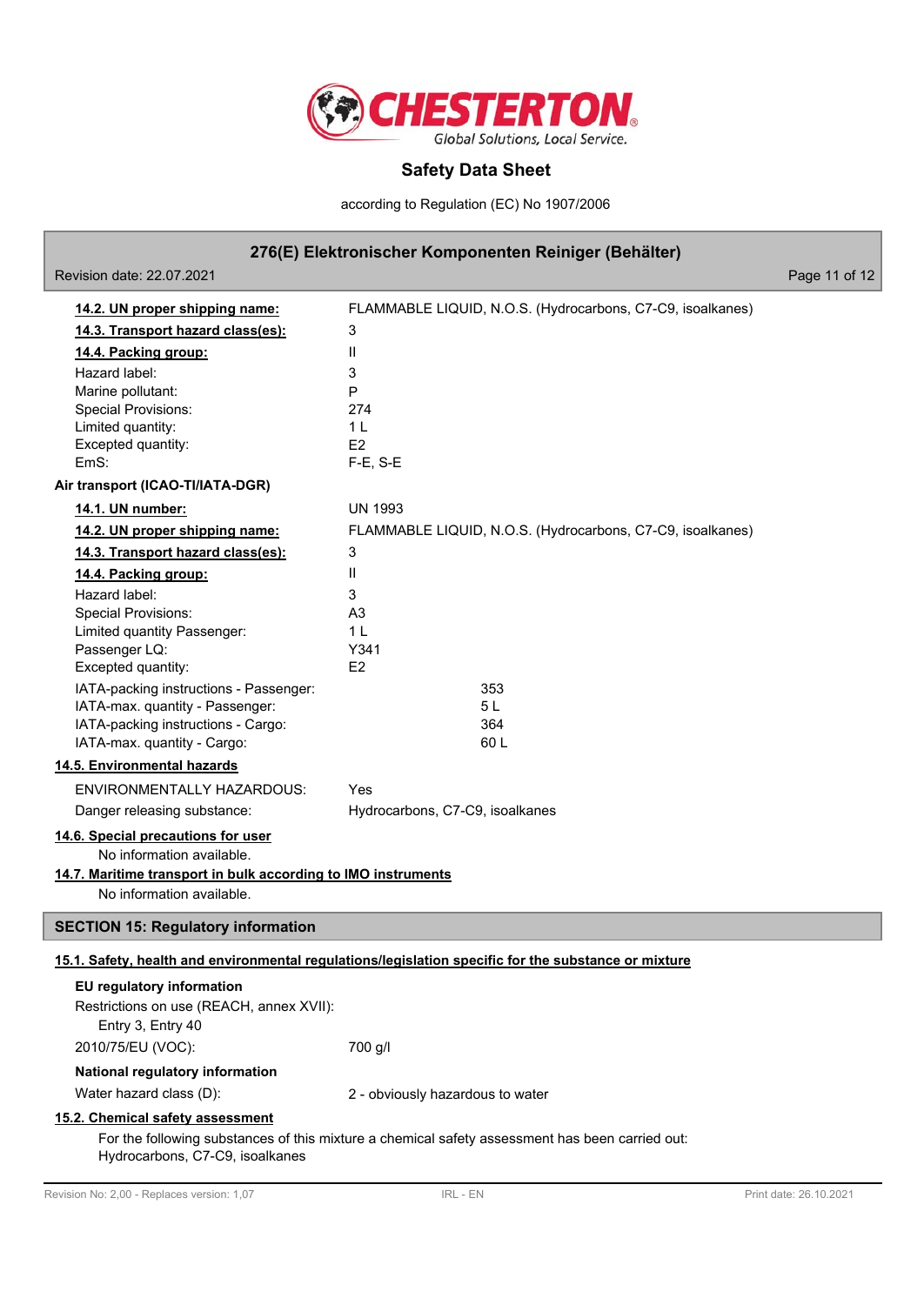| | |
|---|---|
| **14.2. UN proper shipping name:** | FLAMMABLE LIQUID, N.O.S. (Hydrocarbons, C7-C9, isoalkanes) |
| **14.3. Transport hazard class(es):** | 3 |
| **14.4. Packing group:** | II |
| Hazard label: | 3 |
| Marine pollutant: | P |
| Special Provisions: | 274 |
| Limited quantity: | 1 L |
| Excepted quantity: | E2 |
| EmS: | F-E, S-E |

**Air transport (ICAO-TI/IATA-DGR)**

| | |
|---|---|
| **14.1. UN number:** | UN 1993 |
| **14.2. UN proper shipping name:** | FLAMMABLE LIQUID, N.O.S. (Hydrocarbons, C7-C9, isoalkanes) |
| **14.3. Transport hazard class(es):** | 3 |
| **14.4. Packing group:** | II |
| Hazard label: | 3 |
| Special Provisions: | A3 |
| Limited quantity Passenger: | 1 L |
| Passenger LQ: | Y341 |
| Excepted quantity: | E2 |
| IATA-packing instructions - Passenger: | 353 |
| IATA-max. quantity - Passenger: | 5 L |
| IATA-packing instructions - Cargo: | 364 |
| IATA-max. quantity - Cargo: | 60 L |

**14.5. Environmental hazards**

| | |
|---|---|
| ENVIRONMENTALLY HAZARDOUS: | Yes |
| Danger releasing substance: | Hydrocarbons, C7-C9, isoalkanes |

**14.6. Special precautions for user**

No information available.

**14.7. Maritime transport in bulk according to IMO instruments**

No information available.

## SECTION 15: Regulatory information

**15.1. Safety, health and environmental regulations/legislation specific for the substance or mixture**

**EU regulatory information**

Restrictions on use (REACH, annex XVII):

Entry 3, Entry 40

2010/75/EU (VOC): 700 g/l

**National regulatory information**

Water hazard class (D): 2 - obviously hazardous to water

**15.2. Chemical safety assessment**

For the following substances of this mixture a chemical safety assessment has been carried out:
Hydrocarbons, C7-C9, isoalkanes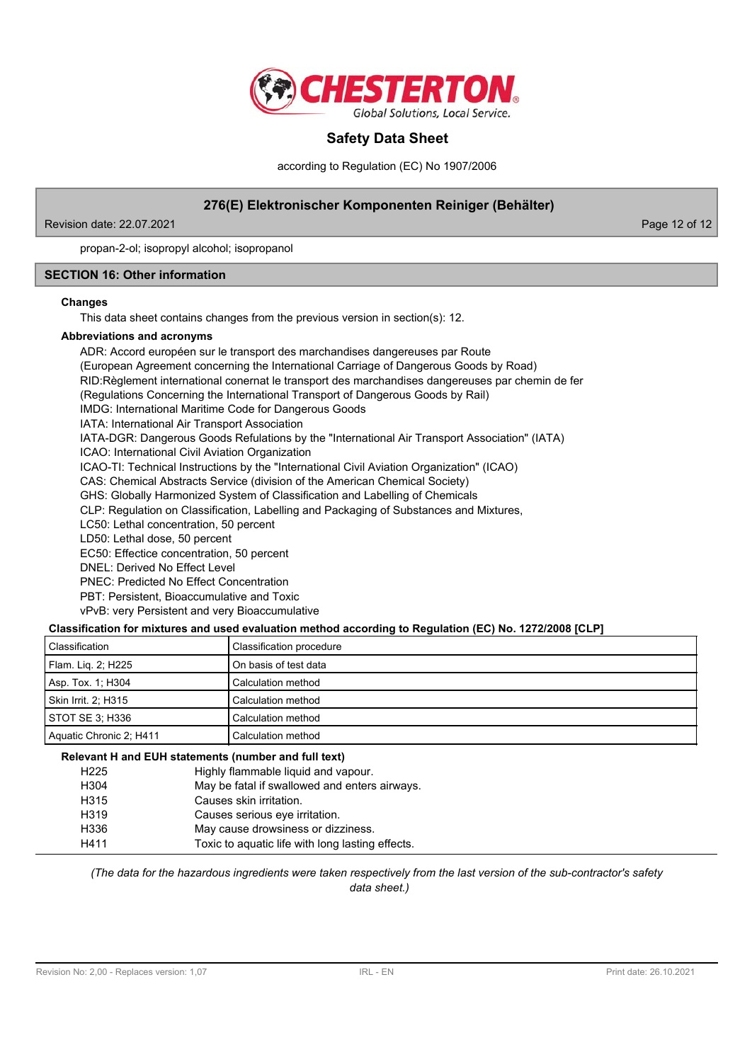propan-2-ol; isopropyl alcohol; isopropanol

## SECTION 16: Other information

**Changes**

This data sheet contains changes from the previous version in section(s): 12.

**Abbreviations and acronyms**

ADR: Accord européen sur le transport des marchandises dangereuses par Route
(European Agreement concerning the International Carriage of Dangerous Goods by Road)
RID:Règlement international conernat le transport des marchandises dangereuses par chemin de fer
(Regulations Concerning the International Transport of Dangerous Goods by Rail)
IMDG: International Maritime Code for Dangerous Goods
IATA: International Air Transport Association
IATA-DGR: Dangerous Goods Refulations by the "International Air Transport Association" (IATA)
ICAO: International Civil Aviation Organization
ICAO-TI: Technical Instructions by the "International Civil Aviation Organization" (ICAO)
CAS: Chemical Abstracts Service (division of the American Chemical Society)
GHS: Globally Harmonized System of Classification and Labelling of Chemicals
CLP: Regulation on Classification, Labelling and Packaging of Substances and Mixtures,
LC50: Lethal concentration, 50 percent
LD50: Lethal dose, 50 percent
EC50: Effectice concentration, 50 percent
DNEL: Derived No Effect Level
PNEC: Predicted No Effect Concentration
PBT: Persistent, Bioaccumulative and Toxic
vPvB: very Persistent and very Bioaccumulative

**Classification for mixtures and used evaluation method according to Regulation (EC) No. 1272/2008 [CLP]**

| Classification | Classification procedure |
|---|---|
| Flam. Liq. 2; H225 | On basis of test data |
| Asp. Tox. 1; H304 | Calculation method |
| Skin Irrit. 2; H315 | Calculation method |
| STOT SE 3; H336 | Calculation method |
| Aquatic Chronic 2; H411 | Calculation method |

**Relevant H and EUH statements (number and full text)**

| | |
|---|---|
| H225 | Highly flammable liquid and vapour. |
| H304 | May be fatal if swallowed and enters airways. |
| H315 | Causes skin irritation. |
| H319 | Causes serious eye irritation. |
| H336 | May cause drowsiness or dizziness. |
| H411 | Toxic to aquatic life with long lasting effects. |

*(The data for the hazardous ingredients were taken respectively from the last version of the sub-contractor's safety data sheet.)*